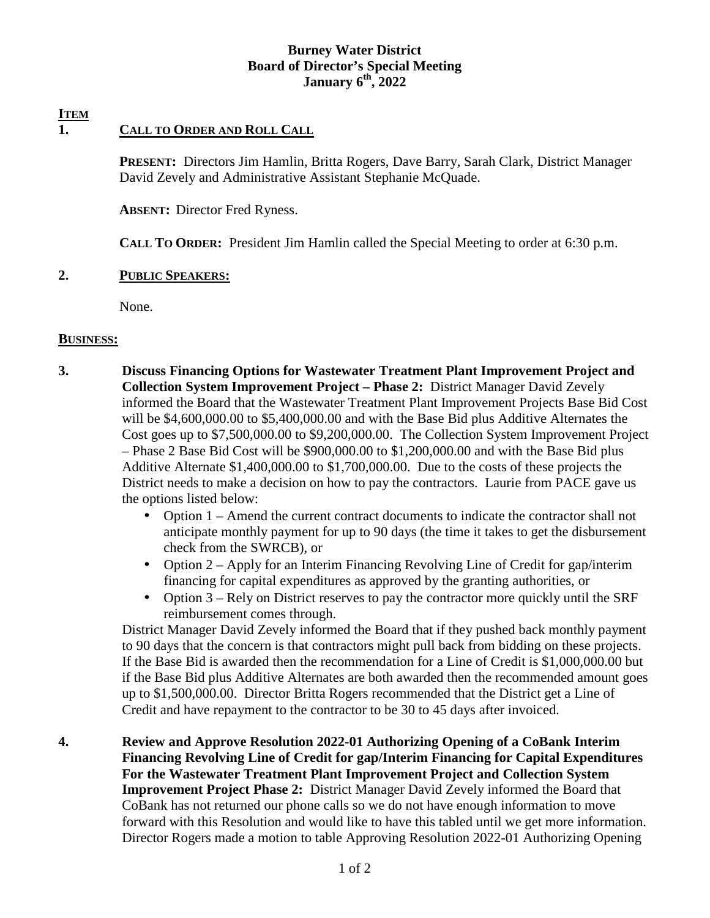**Burney Water District**
**Board of Director's Special Meeting**
**January 6th, 2022**

**ITEM**

**1. CALL TO ORDER AND ROLL CALL**

**PRESENT:** Directors Jim Hamlin, Britta Rogers, Dave Barry, Sarah Clark, District Manager David Zevely and Administrative Assistant Stephanie McQuade.

**ABSENT:** Director Fred Ryness.

**CALL TO ORDER:** President Jim Hamlin called the Special Meeting to order at 6:30 p.m.

**2. PUBLIC SPEAKERS:**

None.

**BUSINESS:**

**3. Discuss Financing Options for Wastewater Treatment Plant Improvement Project and Collection System Improvement Project – Phase 2:** District Manager David Zevely informed the Board that the Wastewater Treatment Plant Improvement Projects Base Bid Cost will be $4,600,000.00 to $5,400,000.00 and with the Base Bid plus Additive Alternates the Cost goes up to $7,500,000.00 to $9,200,000.00. The Collection System Improvement Project – Phase 2 Base Bid Cost will be $900,000.00 to $1,200,000.00 and with the Base Bid plus Additive Alternate $1,400,000.00 to $1,700,000.00. Due to the costs of these projects the District needs to make a decision on how to pay the contractors. Laurie from PACE gave us the options listed below:

- Option 1 – Amend the current contract documents to indicate the contractor shall not anticipate monthly payment for up to 90 days (the time it takes to get the disbursement check from the SWRCB), or
- Option 2 – Apply for an Interim Financing Revolving Line of Credit for gap/interim financing for capital expenditures as approved by the granting authorities, or
- Option 3 – Rely on District reserves to pay the contractor more quickly until the SRF reimbursement comes through.

District Manager David Zevely informed the Board that if they pushed back monthly payment to 90 days that the concern is that contractors might pull back from bidding on these projects. If the Base Bid is awarded then the recommendation for a Line of Credit is $1,000,000.00 but if the Base Bid plus Additive Alternates are both awarded then the recommended amount goes up to $1,500,000.00. Director Britta Rogers recommended that the District get a Line of Credit and have repayment to the contractor to be 30 to 45 days after invoiced.

**4. Review and Approve Resolution 2022-01 Authorizing Opening of a CoBank Interim Financing Revolving Line of Credit for gap/Interim Financing for Capital Expenditures For the Wastewater Treatment Plant Improvement Project and Collection System Improvement Project Phase 2:** District Manager David Zevely informed the Board that CoBank has not returned our phone calls so we do not have enough information to move forward with this Resolution and would like to have this tabled until we get more information. Director Rogers made a motion to table Approving Resolution 2022-01 Authorizing Opening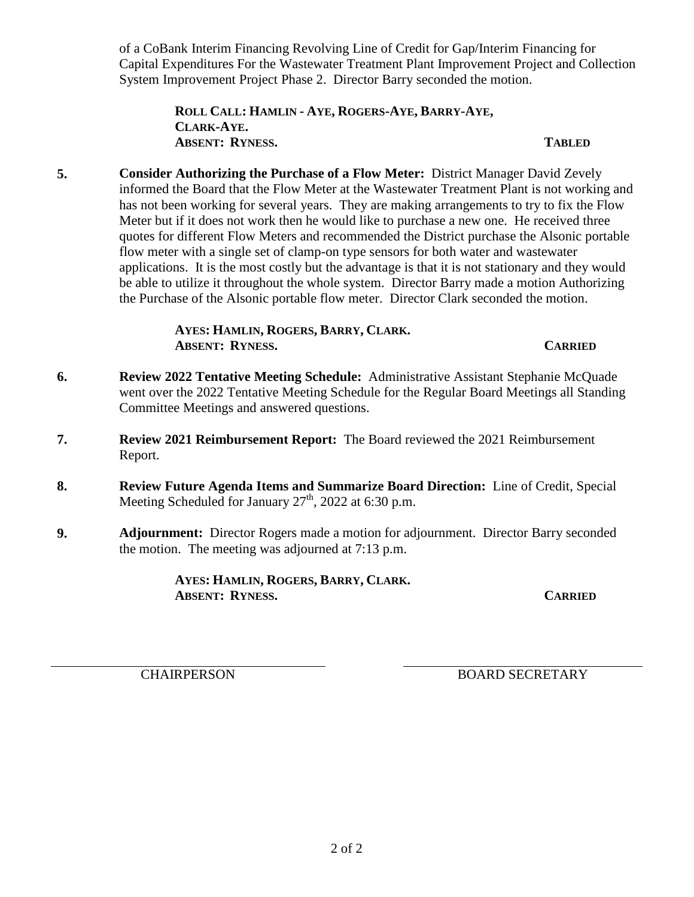of a CoBank Interim Financing Revolving Line of Credit for Gap/Interim Financing for Capital Expenditures For the Wastewater Treatment Plant Improvement Project and Collection System Improvement Project Phase 2. Director Barry seconded the motion.

**ROLL CALL: HAMLIN - AYE, ROGERS-AYE, BARRY-AYE, CLARK-AYE.**
**ABSENT: RYNESS.** **TABLED**

**5. Consider Authorizing the Purchase of a Flow Meter:** District Manager David Zevely informed the Board that the Flow Meter at the Wastewater Treatment Plant is not working and has not been working for several years. They are making arrangements to try to fix the Flow Meter but if it does not work then he would like to purchase a new one. He received three quotes for different Flow Meters and recommended the District purchase the Alsonic portable flow meter with a single set of clamp-on type sensors for both water and wastewater applications. It is the most costly but the advantage is that it is not stationary and they would be able to utilize it throughout the whole system. Director Barry made a motion Authorizing the Purchase of the Alsonic portable flow meter. Director Clark seconded the motion.

**AYES: HAMLIN, ROGERS, BARRY, CLARK.**
**ABSENT: RYNESS.** **CARRIED**

**6. Review 2022 Tentative Meeting Schedule:** Administrative Assistant Stephanie McQuade went over the 2022 Tentative Meeting Schedule for the Regular Board Meetings all Standing Committee Meetings and answered questions.

**7. Review 2021 Reimbursement Report:** The Board reviewed the 2021 Reimbursement Report.

**8. Review Future Agenda Items and Summarize Board Direction:** Line of Credit, Special Meeting Scheduled for January 27th, 2022 at 6:30 p.m.

**9. Adjournment:** Director Rogers made a motion for adjournment. Director Barry seconded the motion. The meeting was adjourned at 7:13 p.m.

**AYES: HAMLIN, ROGERS, BARRY, CLARK.**
**ABSENT: RYNESS.** **CARRIED**

\_\_\_\_\_\_\_\_\_\_\_\_\_\_\_\_\_\_\_\_\_\_\_\_\_\_\_\_\_\_
CHAIRPERSON

\_\_\_\_\_\_\_\_\_\_\_\_\_\_\_\_\_\_\_\_\_\_\_\_\_\_\_\_\_\_
BOARD SECRETARY